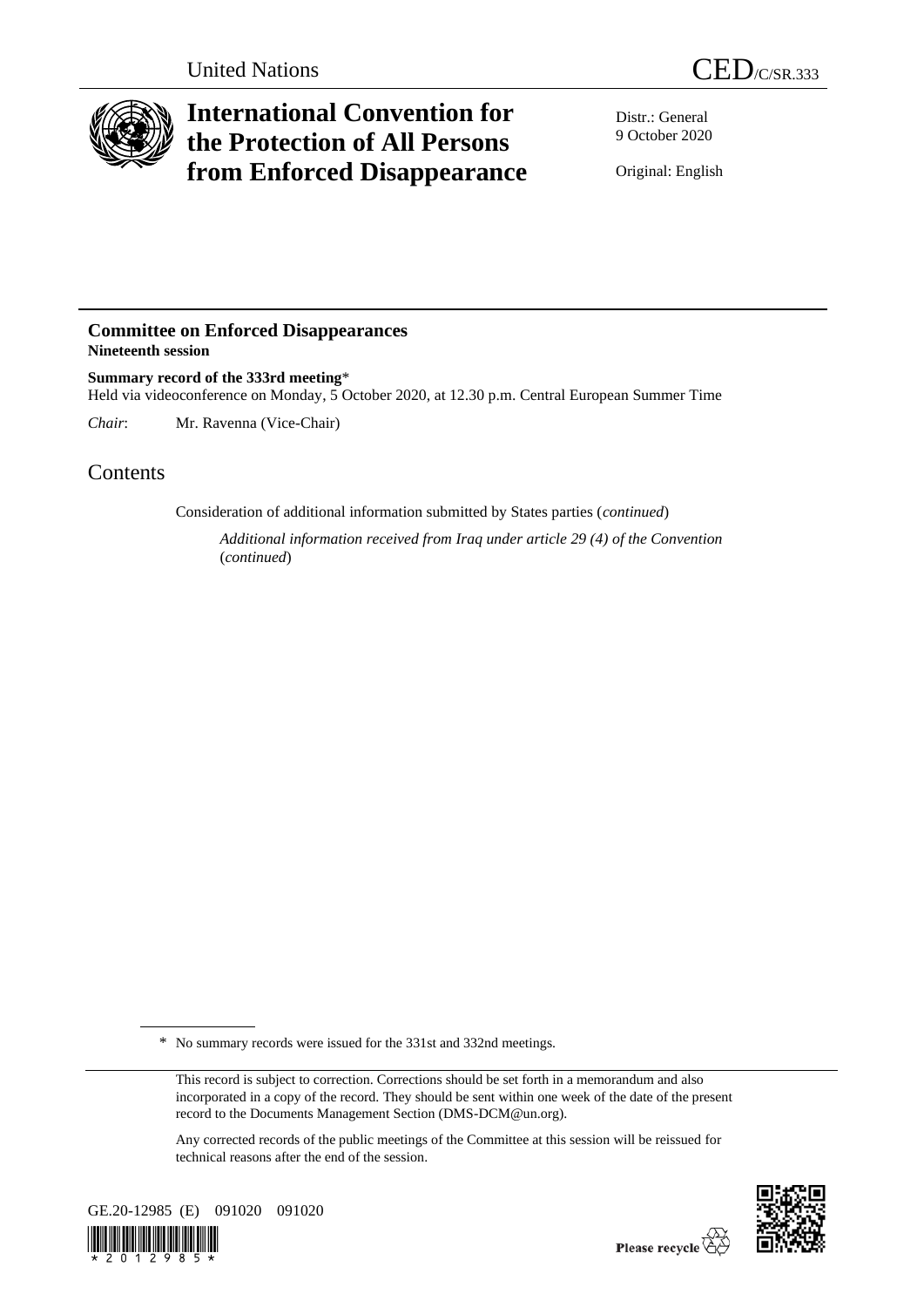United Nations

CED/C/SR.333

# International Convention for the Protection of All Persons from Enforced Disappearance

Distr.: General
9 October 2020

Original: English

## Committee on Enforced Disappearances
**Nineteenth session**

**Summary record of the 333rd meeting***
Held via videoconference on Monday, 5 October 2020, at 12.30 p.m. Central European Summer Time

*Chair*: Mr. Ravenna (Vice-Chair)

# Contents

Consideration of additional information submitted by States parties (*continued*)

*Additional information received from Iraq under article 29 (4) of the Convention* (*continued*)

---

\* No summary records were issued for the 331st and 332nd meetings.

This record is subject to correction. Corrections should be set forth in a memorandum and also incorporated in a copy of the record. They should be sent within one week of the date of the present record to the Documents Management Section (DMS-DCM@un.org).

Any corrected records of the public meetings of the Committee at this session will be reissued for technical reasons after the end of the session.

GE.20-12985 (E) 091020 091020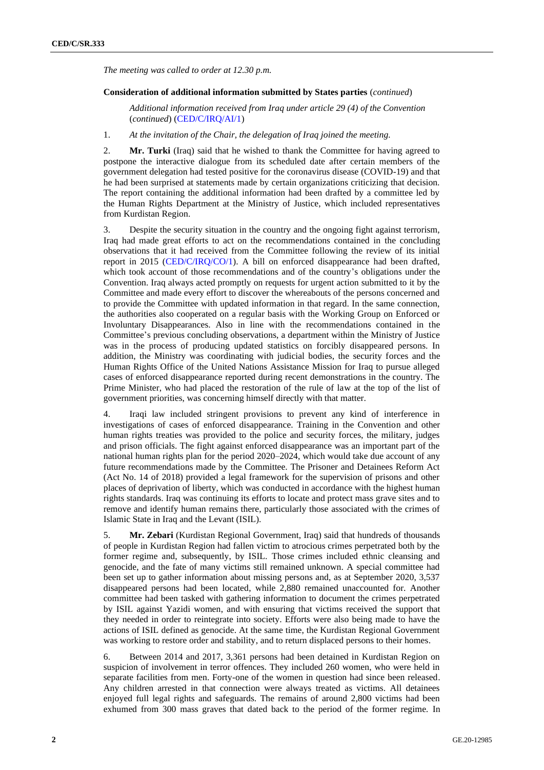*The meeting was called to order at 12.30 p.m.*

**Consideration of additional information submitted by States parties** (*continued*)

*Additional information received from Iraq under article 29 (4) of the Convention* (*continued*) (CED/C/IRQ/AI/1)

1. *At the invitation of the Chair, the delegation of Iraq joined the meeting.*

2. **Mr. Turki** (Iraq) said that he wished to thank the Committee for having agreed to postpone the interactive dialogue from its scheduled date after certain members of the government delegation had tested positive for the coronavirus disease (COVID-19) and that he had been surprised at statements made by certain organizations criticizing that decision. The report containing the additional information had been drafted by a committee led by the Human Rights Department at the Ministry of Justice, which included representatives from Kurdistan Region.

3. Despite the security situation in the country and the ongoing fight against terrorism, Iraq had made great efforts to act on the recommendations contained in the concluding observations that it had received from the Committee following the review of its initial report in 2015 (CED/C/IRQ/CO/1). A bill on enforced disappearance had been drafted, which took account of those recommendations and of the country's obligations under the Convention. Iraq always acted promptly on requests for urgent action submitted to it by the Committee and made every effort to discover the whereabouts of the persons concerned and to provide the Committee with updated information in that regard. In the same connection, the authorities also cooperated on a regular basis with the Working Group on Enforced or Involuntary Disappearances. Also in line with the recommendations contained in the Committee's previous concluding observations, a department within the Ministry of Justice was in the process of producing updated statistics on forcibly disappeared persons. In addition, the Ministry was coordinating with judicial bodies, the security forces and the Human Rights Office of the United Nations Assistance Mission for Iraq to pursue alleged cases of enforced disappearance reported during recent demonstrations in the country. The Prime Minister, who had placed the restoration of the rule of law at the top of the list of government priorities, was concerning himself directly with that matter.

4. Iraqi law included stringent provisions to prevent any kind of interference in investigations of cases of enforced disappearance. Training in the Convention and other human rights treaties was provided to the police and security forces, the military, judges and prison officials. The fight against enforced disappearance was an important part of the national human rights plan for the period 2020–2024, which would take due account of any future recommendations made by the Committee. The Prisoner and Detainees Reform Act (Act No. 14 of 2018) provided a legal framework for the supervision of prisons and other places of deprivation of liberty, which was conducted in accordance with the highest human rights standards. Iraq was continuing its efforts to locate and protect mass grave sites and to remove and identify human remains there, particularly those associated with the crimes of Islamic State in Iraq and the Levant (ISIL).

5. **Mr. Zebari** (Kurdistan Regional Government, Iraq) said that hundreds of thousands of people in Kurdistan Region had fallen victim to atrocious crimes perpetrated both by the former regime and, subsequently, by ISIL. Those crimes included ethnic cleansing and genocide, and the fate of many victims still remained unknown. A special committee had been set up to gather information about missing persons and, as at September 2020, 3,537 disappeared persons had been located, while 2,880 remained unaccounted for. Another committee had been tasked with gathering information to document the crimes perpetrated by ISIL against Yazidi women, and with ensuring that victims received the support that they needed in order to reintegrate into society. Efforts were also being made to have the actions of ISIL defined as genocide. At the same time, the Kurdistan Regional Government was working to restore order and stability, and to return displaced persons to their homes.

6. Between 2014 and 2017, 3,361 persons had been detained in Kurdistan Region on suspicion of involvement in terror offences. They included 260 women, who were held in separate facilities from men. Forty-one of the women in question had since been released. Any children arrested in that connection were always treated as victims. All detainees enjoyed full legal rights and safeguards. The remains of around 2,800 victims had been exhumed from 300 mass graves that dated back to the period of the former regime. In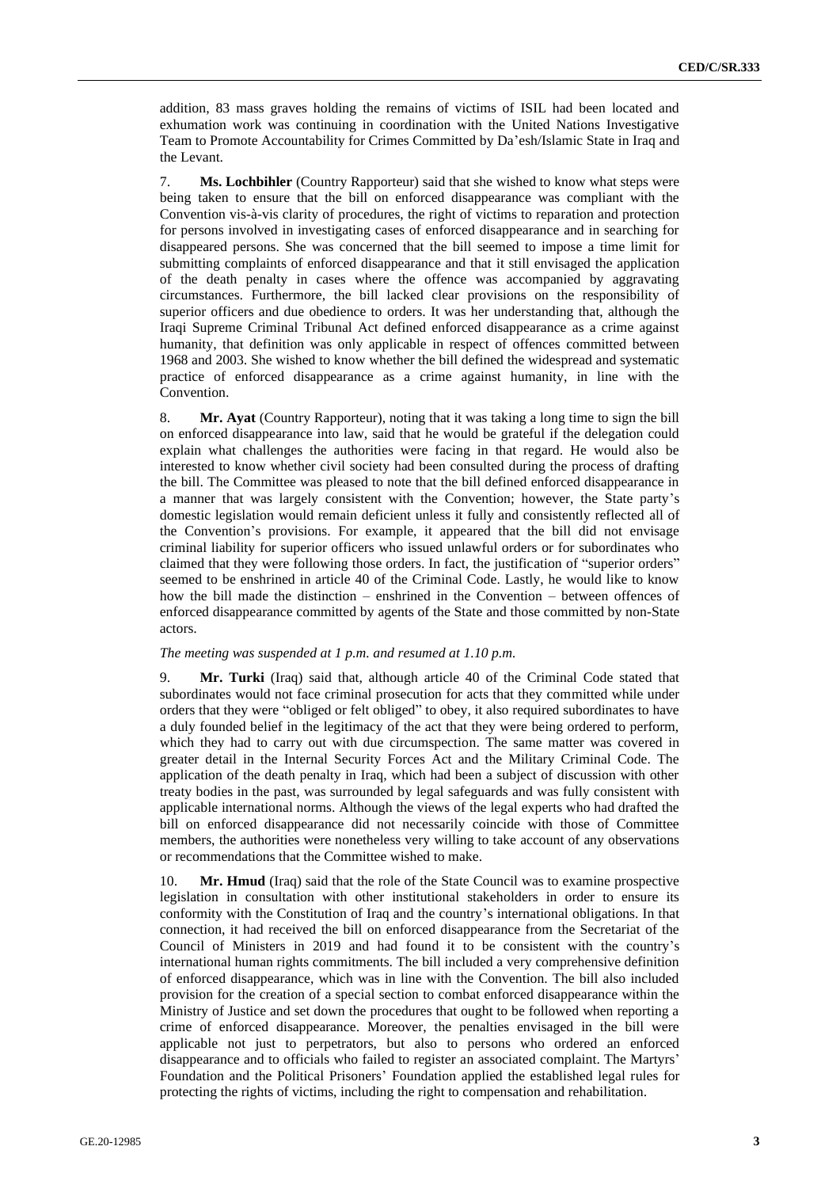addition, 83 mass graves holding the remains of victims of ISIL had been located and exhumation work was continuing in coordination with the United Nations Investigative Team to Promote Accountability for Crimes Committed by Da'esh/Islamic State in Iraq and the Levant.

7. **Ms. Lochbihler** (Country Rapporteur) said that she wished to know what steps were being taken to ensure that the bill on enforced disappearance was compliant with the Convention vis-à-vis clarity of procedures, the right of victims to reparation and protection for persons involved in investigating cases of enforced disappearance and in searching for disappeared persons. She was concerned that the bill seemed to impose a time limit for submitting complaints of enforced disappearance and that it still envisaged the application of the death penalty in cases where the offence was accompanied by aggravating circumstances. Furthermore, the bill lacked clear provisions on the responsibility of superior officers and due obedience to orders. It was her understanding that, although the Iraqi Supreme Criminal Tribunal Act defined enforced disappearance as a crime against humanity, that definition was only applicable in respect of offences committed between 1968 and 2003. She wished to know whether the bill defined the widespread and systematic practice of enforced disappearance as a crime against humanity, in line with the Convention.

8. **Mr. Ayat** (Country Rapporteur), noting that it was taking a long time to sign the bill on enforced disappearance into law, said that he would be grateful if the delegation could explain what challenges the authorities were facing in that regard. He would also be interested to know whether civil society had been consulted during the process of drafting the bill. The Committee was pleased to note that the bill defined enforced disappearance in a manner that was largely consistent with the Convention; however, the State party's domestic legislation would remain deficient unless it fully and consistently reflected all of the Convention's provisions. For example, it appeared that the bill did not envisage criminal liability for superior officers who issued unlawful orders or for subordinates who claimed that they were following those orders. In fact, the justification of "superior orders" seemed to be enshrined in article 40 of the Criminal Code. Lastly, he would like to know how the bill made the distinction – enshrined in the Convention – between offences of enforced disappearance committed by agents of the State and those committed by non-State actors.

*The meeting was suspended at 1 p.m. and resumed at 1.10 p.m.*

9. **Mr. Turki** (Iraq) said that, although article 40 of the Criminal Code stated that subordinates would not face criminal prosecution for acts that they committed while under orders that they were "obliged or felt obliged" to obey, it also required subordinates to have a duly founded belief in the legitimacy of the act that they were being ordered to perform, which they had to carry out with due circumspection. The same matter was covered in greater detail in the Internal Security Forces Act and the Military Criminal Code. The application of the death penalty in Iraq, which had been a subject of discussion with other treaty bodies in the past, was surrounded by legal safeguards and was fully consistent with applicable international norms. Although the views of the legal experts who had drafted the bill on enforced disappearance did not necessarily coincide with those of Committee members, the authorities were nonetheless very willing to take account of any observations or recommendations that the Committee wished to make.

10. **Mr. Hmud** (Iraq) said that the role of the State Council was to examine prospective legislation in consultation with other institutional stakeholders in order to ensure its conformity with the Constitution of Iraq and the country's international obligations. In that connection, it had received the bill on enforced disappearance from the Secretariat of the Council of Ministers in 2019 and had found it to be consistent with the country's international human rights commitments. The bill included a very comprehensive definition of enforced disappearance, which was in line with the Convention. The bill also included provision for the creation of a special section to combat enforced disappearance within the Ministry of Justice and set down the procedures that ought to be followed when reporting a crime of enforced disappearance. Moreover, the penalties envisaged in the bill were applicable not just to perpetrators, but also to persons who ordered an enforced disappearance and to officials who failed to register an associated complaint. The Martyrs' Foundation and the Political Prisoners' Foundation applied the established legal rules for protecting the rights of victims, including the right to compensation and rehabilitation.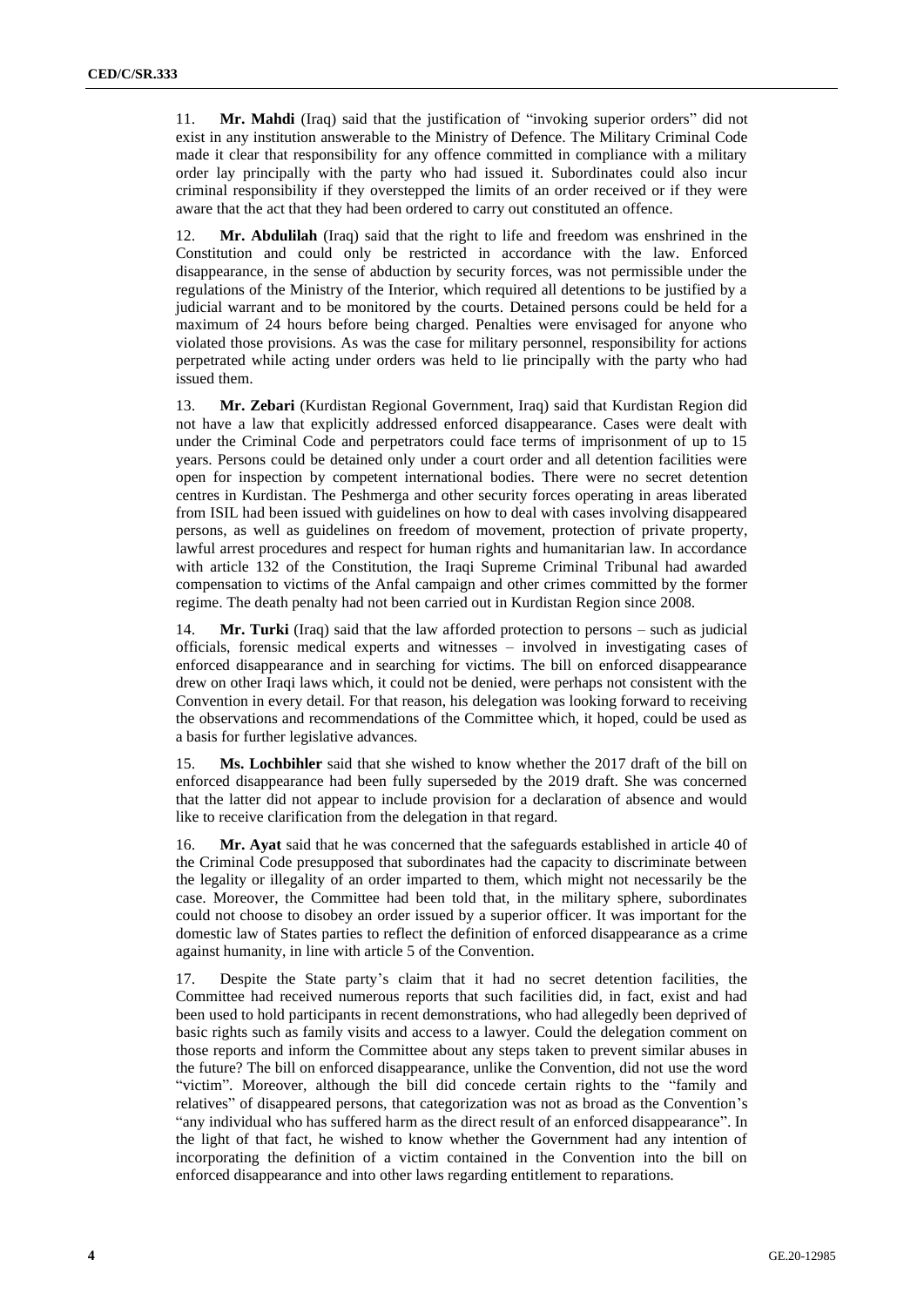11. **Mr. Mahdi** (Iraq) said that the justification of "invoking superior orders" did not exist in any institution answerable to the Ministry of Defence. The Military Criminal Code made it clear that responsibility for any offence committed in compliance with a military order lay principally with the party who had issued it. Subordinates could also incur criminal responsibility if they overstepped the limits of an order received or if they were aware that the act that they had been ordered to carry out constituted an offence.

12. **Mr. Abdulilah** (Iraq) said that the right to life and freedom was enshrined in the Constitution and could only be restricted in accordance with the law. Enforced disappearance, in the sense of abduction by security forces, was not permissible under the regulations of the Ministry of the Interior, which required all detentions to be justified by a judicial warrant and to be monitored by the courts. Detained persons could be held for a maximum of 24 hours before being charged. Penalties were envisaged for anyone who violated those provisions. As was the case for military personnel, responsibility for actions perpetrated while acting under orders was held to lie principally with the party who had issued them.

13. **Mr. Zebari** (Kurdistan Regional Government, Iraq) said that Kurdistan Region did not have a law that explicitly addressed enforced disappearance. Cases were dealt with under the Criminal Code and perpetrators could face terms of imprisonment of up to 15 years. Persons could be detained only under a court order and all detention facilities were open for inspection by competent international bodies. There were no secret detention centres in Kurdistan. The Peshmerga and other security forces operating in areas liberated from ISIL had been issued with guidelines on how to deal with cases involving disappeared persons, as well as guidelines on freedom of movement, protection of private property, lawful arrest procedures and respect for human rights and humanitarian law. In accordance with article 132 of the Constitution, the Iraqi Supreme Criminal Tribunal had awarded compensation to victims of the Anfal campaign and other crimes committed by the former regime. The death penalty had not been carried out in Kurdistan Region since 2008.

14. **Mr. Turki** (Iraq) said that the law afforded protection to persons – such as judicial officials, forensic medical experts and witnesses – involved in investigating cases of enforced disappearance and in searching for victims. The bill on enforced disappearance drew on other Iraqi laws which, it could not be denied, were perhaps not consistent with the Convention in every detail. For that reason, his delegation was looking forward to receiving the observations and recommendations of the Committee which, it hoped, could be used as a basis for further legislative advances.

15. **Ms. Lochbihler** said that she wished to know whether the 2017 draft of the bill on enforced disappearance had been fully superseded by the 2019 draft. She was concerned that the latter did not appear to include provision for a declaration of absence and would like to receive clarification from the delegation in that regard.

16. **Mr. Ayat** said that he was concerned that the safeguards established in article 40 of the Criminal Code presupposed that subordinates had the capacity to discriminate between the legality or illegality of an order imparted to them, which might not necessarily be the case. Moreover, the Committee had been told that, in the military sphere, subordinates could not choose to disobey an order issued by a superior officer. It was important for the domestic law of States parties to reflect the definition of enforced disappearance as a crime against humanity, in line with article 5 of the Convention.

17. Despite the State party's claim that it had no secret detention facilities, the Committee had received numerous reports that such facilities did, in fact, exist and had been used to hold participants in recent demonstrations, who had allegedly been deprived of basic rights such as family visits and access to a lawyer. Could the delegation comment on those reports and inform the Committee about any steps taken to prevent similar abuses in the future? The bill on enforced disappearance, unlike the Convention, did not use the word "victim". Moreover, although the bill did concede certain rights to the "family and relatives" of disappeared persons, that categorization was not as broad as the Convention's "any individual who has suffered harm as the direct result of an enforced disappearance". In the light of that fact, he wished to know whether the Government had any intention of incorporating the definition of a victim contained in the Convention into the bill on enforced disappearance and into other laws regarding entitlement to reparations.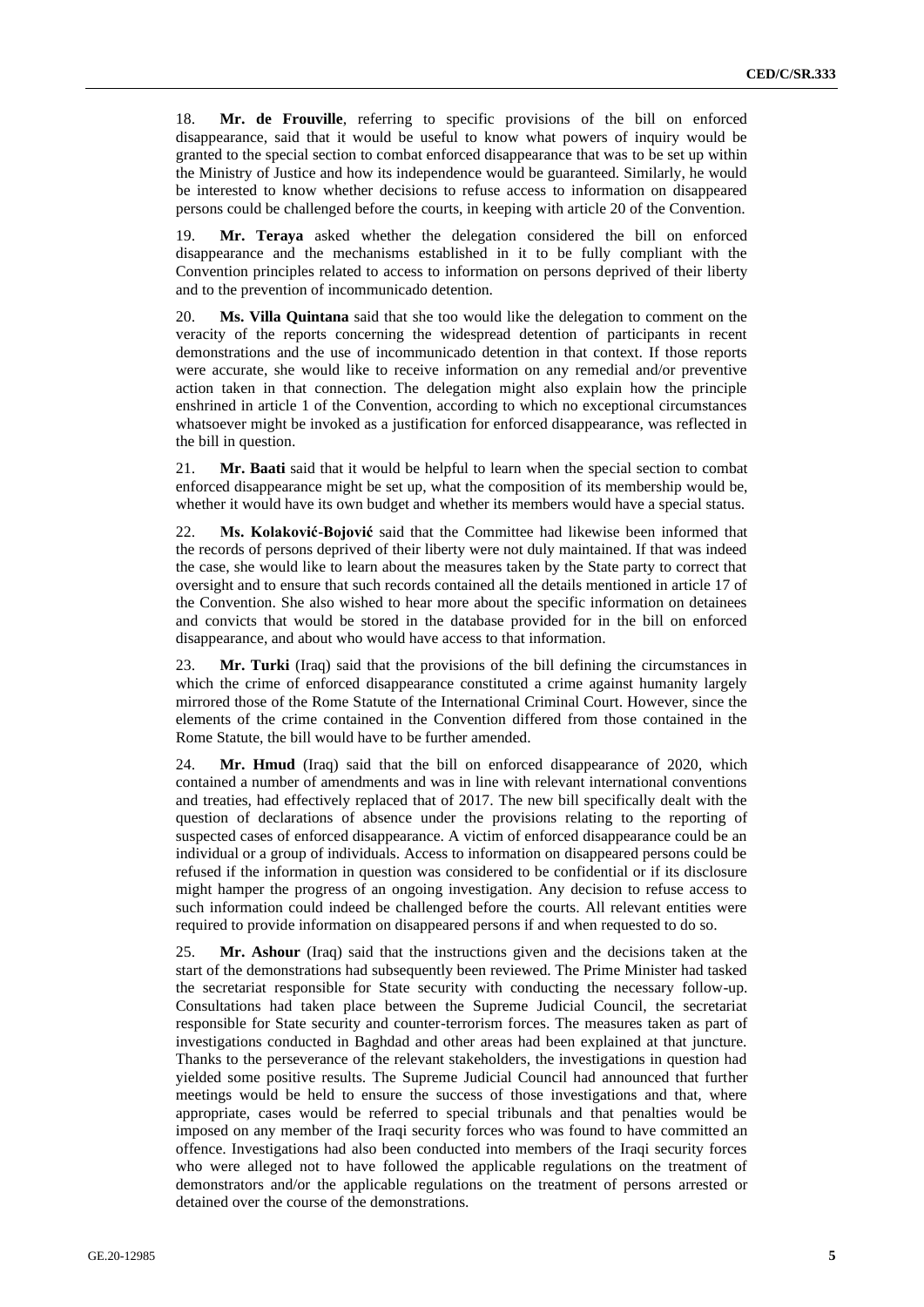18. **Mr. de Frouville**, referring to specific provisions of the bill on enforced disappearance, said that it would be useful to know what powers of inquiry would be granted to the special section to combat enforced disappearance that was to be set up within the Ministry of Justice and how its independence would be guaranteed. Similarly, he would be interested to know whether decisions to refuse access to information on disappeared persons could be challenged before the courts, in keeping with article 20 of the Convention.

19. **Mr. Teraya** asked whether the delegation considered the bill on enforced disappearance and the mechanisms established in it to be fully compliant with the Convention principles related to access to information on persons deprived of their liberty and to the prevention of incommunicado detention.

20. **Ms. Villa Quintana** said that she too would like the delegation to comment on the veracity of the reports concerning the widespread detention of participants in recent demonstrations and the use of incommunicado detention in that context. If those reports were accurate, she would like to receive information on any remedial and/or preventive action taken in that connection. The delegation might also explain how the principle enshrined in article 1 of the Convention, according to which no exceptional circumstances whatsoever might be invoked as a justification for enforced disappearance, was reflected in the bill in question.

21. **Mr. Baati** said that it would be helpful to learn when the special section to combat enforced disappearance might be set up, what the composition of its membership would be, whether it would have its own budget and whether its members would have a special status.

22. **Ms. Kolaković-Bojović** said that the Committee had likewise been informed that the records of persons deprived of their liberty were not duly maintained. If that was indeed the case, she would like to learn about the measures taken by the State party to correct that oversight and to ensure that such records contained all the details mentioned in article 17 of the Convention. She also wished to hear more about the specific information on detainees and convicts that would be stored in the database provided for in the bill on enforced disappearance, and about who would have access to that information.

23. **Mr. Turki** (Iraq) said that the provisions of the bill defining the circumstances in which the crime of enforced disappearance constituted a crime against humanity largely mirrored those of the Rome Statute of the International Criminal Court. However, since the elements of the crime contained in the Convention differed from those contained in the Rome Statute, the bill would have to be further amended.

24. **Mr. Hmud** (Iraq) said that the bill on enforced disappearance of 2020, which contained a number of amendments and was in line with relevant international conventions and treaties, had effectively replaced that of 2017. The new bill specifically dealt with the question of declarations of absence under the provisions relating to the reporting of suspected cases of enforced disappearance. A victim of enforced disappearance could be an individual or a group of individuals. Access to information on disappeared persons could be refused if the information in question was considered to be confidential or if its disclosure might hamper the progress of an ongoing investigation. Any decision to refuse access to such information could indeed be challenged before the courts. All relevant entities were required to provide information on disappeared persons if and when requested to do so.

25. **Mr. Ashour** (Iraq) said that the instructions given and the decisions taken at the start of the demonstrations had subsequently been reviewed. The Prime Minister had tasked the secretariat responsible for State security with conducting the necessary follow-up. Consultations had taken place between the Supreme Judicial Council, the secretariat responsible for State security and counter-terrorism forces. The measures taken as part of investigations conducted in Baghdad and other areas had been explained at that juncture. Thanks to the perseverance of the relevant stakeholders, the investigations in question had yielded some positive results. The Supreme Judicial Council had announced that further meetings would be held to ensure the success of those investigations and that, where appropriate, cases would be referred to special tribunals and that penalties would be imposed on any member of the Iraqi security forces who was found to have committed an offence. Investigations had also been conducted into members of the Iraqi security forces who were alleged not to have followed the applicable regulations on the treatment of demonstrators and/or the applicable regulations on the treatment of persons arrested or detained over the course of the demonstrations.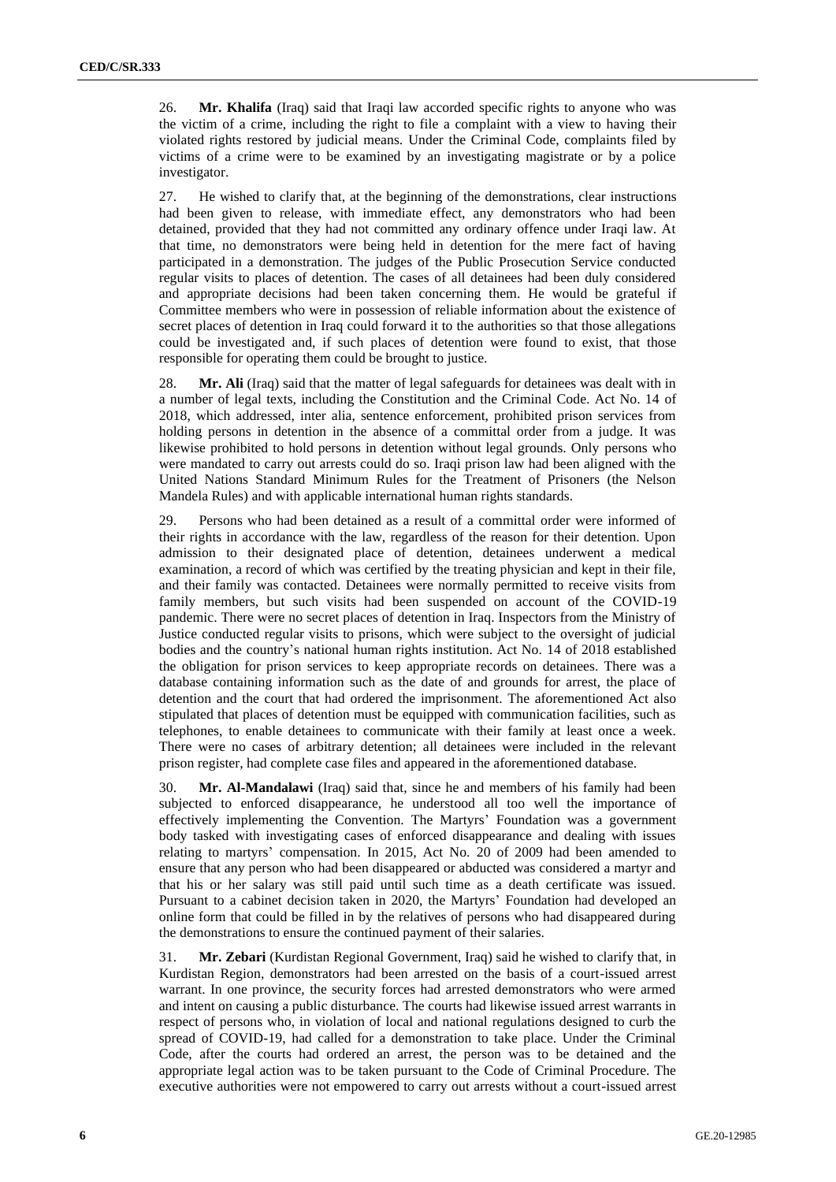26. **Mr. Khalifa** (Iraq) said that Iraqi law accorded specific rights to anyone who was the victim of a crime, including the right to file a complaint with a view to having their violated rights restored by judicial means. Under the Criminal Code, complaints filed by victims of a crime were to be examined by an investigating magistrate or by a police investigator.

27. He wished to clarify that, at the beginning of the demonstrations, clear instructions had been given to release, with immediate effect, any demonstrators who had been detained, provided that they had not committed any ordinary offence under Iraqi law. At that time, no demonstrators were being held in detention for the mere fact of having participated in a demonstration. The judges of the Public Prosecution Service conducted regular visits to places of detention. The cases of all detainees had been duly considered and appropriate decisions had been taken concerning them. He would be grateful if Committee members who were in possession of reliable information about the existence of secret places of detention in Iraq could forward it to the authorities so that those allegations could be investigated and, if such places of detention were found to exist, that those responsible for operating them could be brought to justice.

28. **Mr. Ali** (Iraq) said that the matter of legal safeguards for detainees was dealt with in a number of legal texts, including the Constitution and the Criminal Code. Act No. 14 of 2018, which addressed, inter alia, sentence enforcement, prohibited prison services from holding persons in detention in the absence of a committal order from a judge. It was likewise prohibited to hold persons in detention without legal grounds. Only persons who were mandated to carry out arrests could do so. Iraqi prison law had been aligned with the United Nations Standard Minimum Rules for the Treatment of Prisoners (the Nelson Mandela Rules) and with applicable international human rights standards.

29. Persons who had been detained as a result of a committal order were informed of their rights in accordance with the law, regardless of the reason for their detention. Upon admission to their designated place of detention, detainees underwent a medical examination, a record of which was certified by the treating physician and kept in their file, and their family was contacted. Detainees were normally permitted to receive visits from family members, but such visits had been suspended on account of the COVID-19 pandemic. There were no secret places of detention in Iraq. Inspectors from the Ministry of Justice conducted regular visits to prisons, which were subject to the oversight of judicial bodies and the country's national human rights institution. Act No. 14 of 2018 established the obligation for prison services to keep appropriate records on detainees. There was a database containing information such as the date of and grounds for arrest, the place of detention and the court that had ordered the imprisonment. The aforementioned Act also stipulated that places of detention must be equipped with communication facilities, such as telephones, to enable detainees to communicate with their family at least once a week. There were no cases of arbitrary detention; all detainees were included in the relevant prison register, had complete case files and appeared in the aforementioned database.

30. **Mr. Al-Mandalawi** (Iraq) said that, since he and members of his family had been subjected to enforced disappearance, he understood all too well the importance of effectively implementing the Convention. The Martyrs' Foundation was a government body tasked with investigating cases of enforced disappearance and dealing with issues relating to martyrs' compensation. In 2015, Act No. 20 of 2009 had been amended to ensure that any person who had been disappeared or abducted was considered a martyr and that his or her salary was still paid until such time as a death certificate was issued. Pursuant to a cabinet decision taken in 2020, the Martyrs' Foundation had developed an online form that could be filled in by the relatives of persons who had disappeared during the demonstrations to ensure the continued payment of their salaries.

31. **Mr. Zebari** (Kurdistan Regional Government, Iraq) said he wished to clarify that, in Kurdistan Region, demonstrators had been arrested on the basis of a court-issued arrest warrant. In one province, the security forces had arrested demonstrators who were armed and intent on causing a public disturbance. The courts had likewise issued arrest warrants in respect of persons who, in violation of local and national regulations designed to curb the spread of COVID-19, had called for a demonstration to take place. Under the Criminal Code, after the courts had ordered an arrest, the person was to be detained and the appropriate legal action was to be taken pursuant to the Code of Criminal Procedure. The executive authorities were not empowered to carry out arrests without a court-issued arrest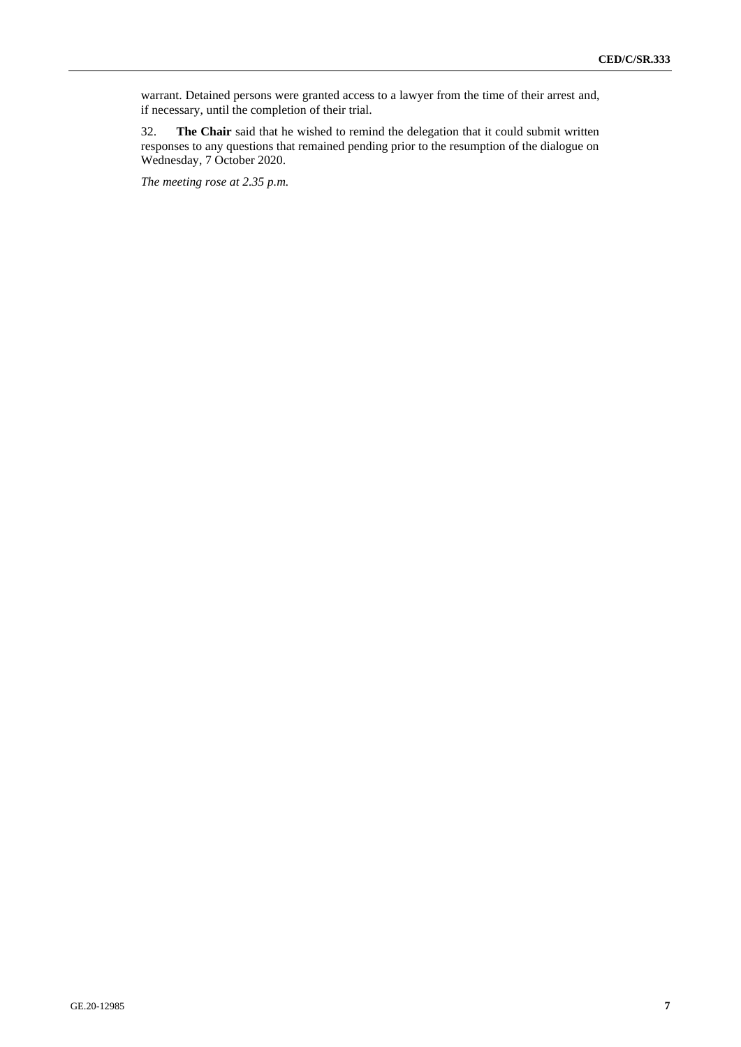warrant. Detained persons were granted access to a lawyer from the time of their arrest and, if necessary, until the completion of their trial.

32. **The Chair** said that he wished to remind the delegation that it could submit written responses to any questions that remained pending prior to the resumption of the dialogue on Wednesday, 7 October 2020.

*The meeting rose at 2.35 p.m.*